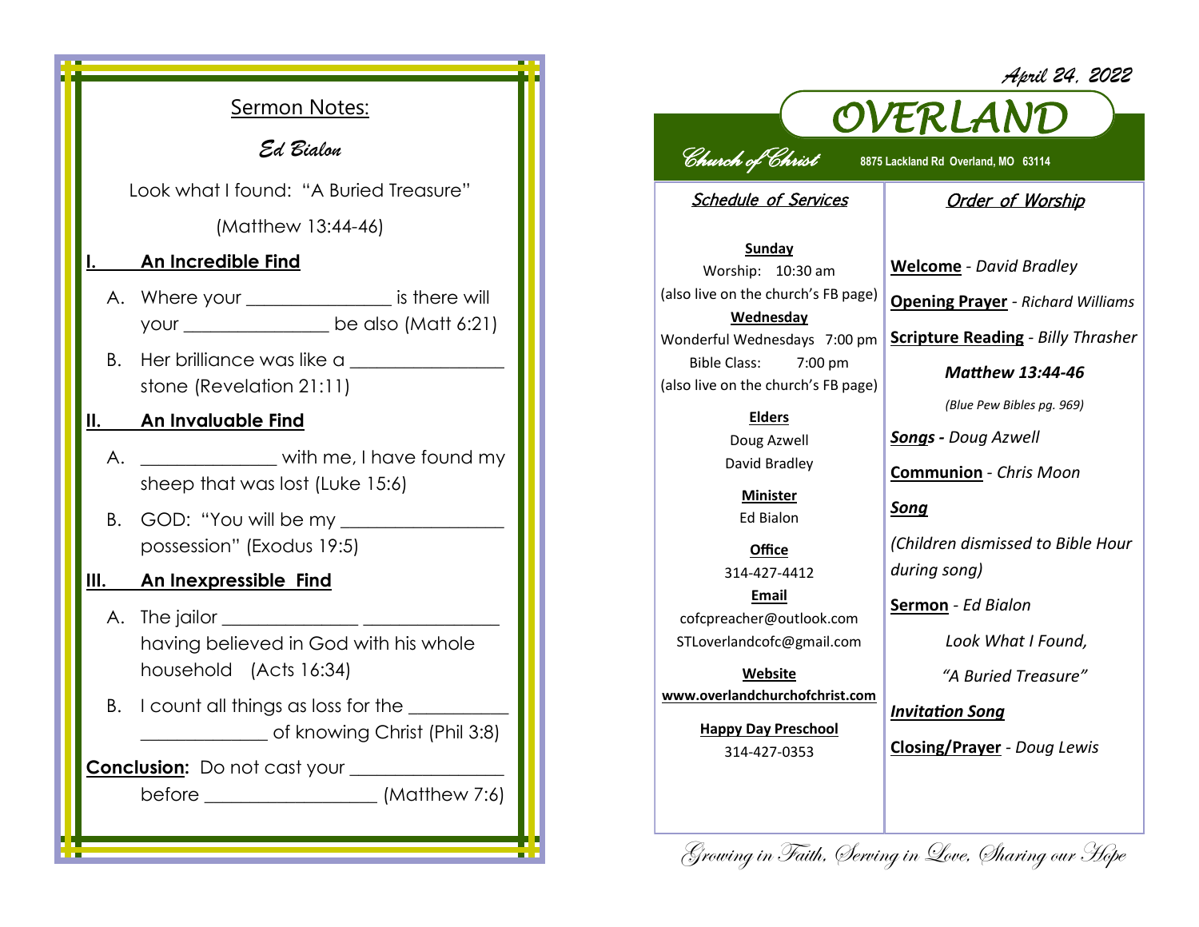## Sermon Notes:

*Ed Bialon*

Look what I found: "A Buried Treasure"

(Matthew 13:44-46)

**I. An Incredible Find**

A. Where your _______________ is there will your _______________ be also (Matt 6:21)

B. Her brilliance was like a _______________ stone (Revelation 21:11)

**II. An Invaluable Find**

A. _____________ with me, I have found my sheep that was lost (Luke 15:6)

B. GOD: "You will be my _______________ possession" (Exodus 19:5)

**III. An Inexpressible Find**

A. The jailor _____________ _____________ having believed in God with his whole household (Acts 16:34)

B. I count all things as loss for the __________ ____________ of knowing Christ (Phil 3:8)

**Conclusion:** Do not cast your _______________ before _________________ (Matthew 7:6)

*April 24, 2022*

# OVERLAND

*Church of Christ* 8875 Lackland Rd Overland, MO 63114

## Schedule of Services

**Sunday**
Worship: 10:30 am
(also live on the church's FB page)

**Wednesday**
Wonderful Wednesdays 7:00 pm
Bible Class: 7:00 pm
(also live on the church's FB page)

**Elders**
Doug Azwell
David Bradley

**Minister**
Ed Bialon

**Office**
314-427-4412

**Email**
cofcpreacher@outlook.com
STLoverlandcofc@gmail.com

**Website**
www.overlandchurchofchrist.com

**Happy Day Preschool**
314-427-0353

## Order of Worship

**Welcome** - *David Bradley*

**Opening Prayer** - *Richard Williams*

**Scripture Reading** - *Billy Thrasher*

***Matthew 13:44-46***

*(Blue Pew Bibles pg. 969)*

***Songs* -** *Doug Azwell*

**Communion** - *Chris Moon*

***Song***

*(Children dismissed to Bible Hour during song)*

**Sermon** - *Ed Bialon*

*Look What I Found,*

*"A Buried Treasure"*

***Invitation Song***

**Closing/Prayer** - *Doug Lewis*

*Growing in Faith, Serving in Love, Sharing our Hope*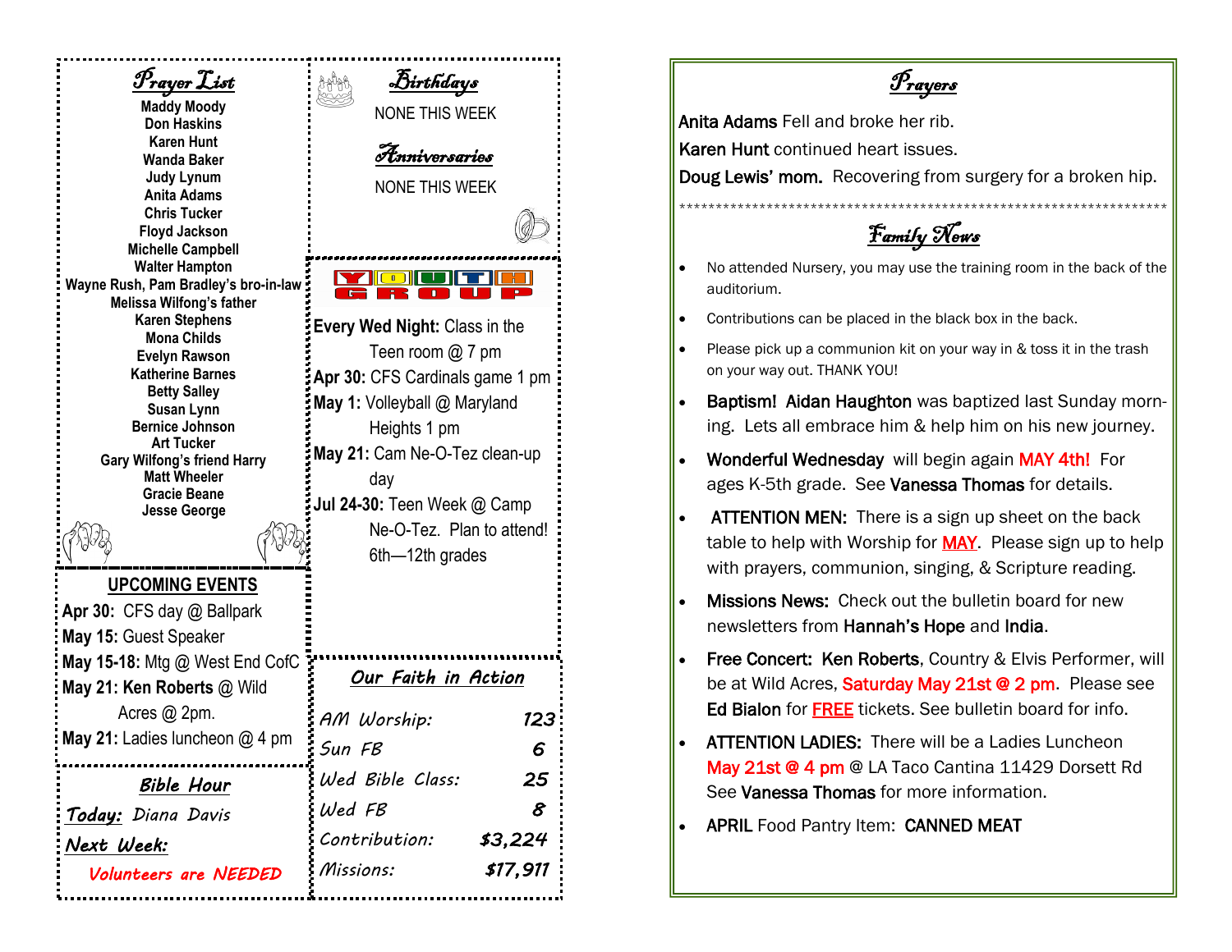## Prayer List

Maddy Moody
Don Haskins
Karen Hunt
Wanda Baker
Judy Lynum
Anita Adams
Chris Tucker
Floyd Jackson
Michelle Campbell
Walter Hampton
Wayne Rush, Pam Bradley's bro-in-law
Melissa Wilfong's father
Karen Stephens
Mona Childs
Evelyn Rawson
Katherine Barnes
Betty Salley
Susan Lynn
Bernice Johnson
Art Tucker
Gary Wilfong's friend Harry
Matt Wheeler
Gracie Beane
Jesse George

## UPCOMING EVENTS

**Apr 30:** CFS day @ Ballpark
**May 15:** Guest Speaker
**May 15-18:** Mtg @ West End CofC
**May 21: Ken Roberts** @ Wild Acres @ 2pm.
**May 21:** Ladies luncheon @ 4 pm

## Bible Hour

**Today:** Diana Davis
**Next Week:**
Volunteers are NEEDED

## Birthdays

NONE THIS WEEK

## Anniversaries

NONE THIS WEEK

## YOUTH GROUP

**Every Wed Night:** Class in the Teen room @ 7 pm
**Apr 30:** CFS Cardinals game 1 pm
**May 1:** Volleyball @ Maryland Heights 1 pm
**May 21:** Cam Ne-O-Tez clean-up day
**Jul 24-30:** Teen Week @ Camp Ne-O-Tez. Plan to attend! 6th—12th grades

## Our Faith in Action

| | |
|---|---|
| AM Worship: | 123 |
| Sun FB | 6 |
| Wed Bible Class: | 25 |
| Wed FB | 8 |
| Contribution: | $3,224 |
| Missions: | $17,911 |

## Prayers

Anita Adams Fell and broke her rib.
Karen Hunt continued heart issues.
Doug Lewis' mom. Recovering from surgery for a broken hip.

## Family News

- No attended Nursery, you may use the training room in the back of the auditorium.
- Contributions can be placed in the black box in the back.
- Please pick up a communion kit on your way in & toss it in the trash on your way out. THANK YOU!
- Baptism! Aidan Haughton was baptized last Sunday morning. Lets all embrace him & help him on his new journey.
- Wonderful Wednesday will begin again MAY 4th! For ages K-5th grade. See Vanessa Thomas for details.
- ATTENTION MEN: There is a sign up sheet on the back table to help with Worship for MAY. Please sign up to help with prayers, communion, singing, & Scripture reading.
- Missions News: Check out the bulletin board for new newsletters from Hannah's Hope and India.
- Free Concert: Ken Roberts, Country & Elvis Performer, will be at Wild Acres, Saturday May 21st @ 2 pm. Please see Ed Bialon for FREE tickets. See bulletin board for info.
- ATTENTION LADIES: There will be a Ladies Luncheon May 21st @ 4 pm @ LA Taco Cantina 11429 Dorsett Rd See Vanessa Thomas for more information.
- APRIL Food Pantry Item: CANNED MEAT